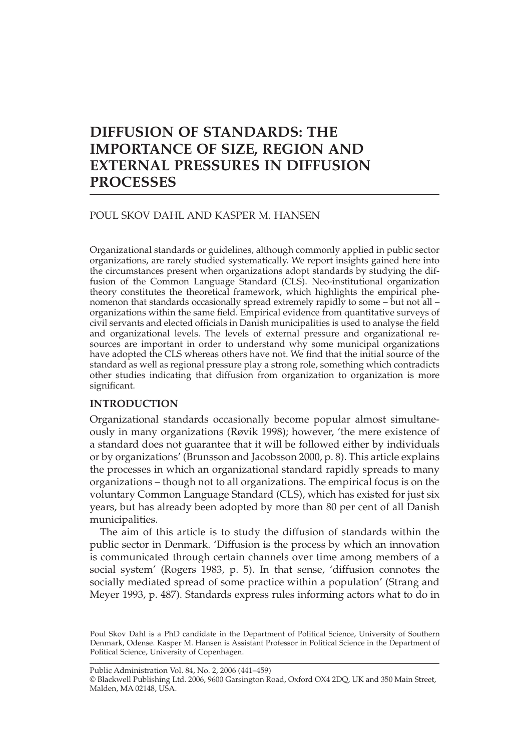# DIFFUSION OF STANDARDS: THE IMPORTANCE OF SIZE, REGION AND EXTERNAL PRESSURES IN DIFFUSION PROCESSES

POUL SKOV DAHL AND KASPER M. HANSEN

Organizational standards or guidelines, although commonly applied in public sector organizations, are rarely studied systematically. We report insights gained here into the circumstances present when organizations adopt standards by studying the diffusion of the Common Language Standard (CLS). Neo-institutional organization theory constitutes the theoretical framework, which highlights the empirical phenomenon that standards occasionally spread extremely rapidly to some – but not all – organizations within the same field. Empirical evidence from quantitative surveys of civil servants and elected officials in Danish municipalities is used to analyse the field and organizational levels. The levels of external pressure and organizational resources are important in order to understand why some municipal organizations have adopted the CLS whereas others have not. We find that the initial source of the standard as well as regional pressure play a strong role, something which contradicts other studies indicating that diffusion from organization to organization is more significant.

## INTRODUCTION

Organizational standards occasionally become popular almost simultaneously in many organizations (Røvik 1998); however, 'the mere existence of a standard does not guarantee that it will be followed either by individuals or by organizations' (Brunsson and Jacobsson 2000, p. 8). This article explains the processes in which an organizational standard rapidly spreads to many organizations – though not to all organizations. The empirical focus is on the voluntary Common Language Standard (CLS), which has existed for just six years, but has already been adopted by more than 80 per cent of all Danish municipalities.

The aim of this article is to study the diffusion of standards within the public sector in Denmark. 'Diffusion is the process by which an innovation is communicated through certain channels over time among members of a social system' (Rogers 1983, p. 5). In that sense, 'diffusion connotes the socially mediated spread of some practice within a population' (Strang and Meyer 1993, p. 487). Standards express rules informing actors what to do in

Poul Skov Dahl is a PhD candidate in the Department of Political Science, University of Southern Denmark, Odense. Kasper M. Hansen is Assistant Professor in Political Science in the Department of Political Science, University of Copenhagen.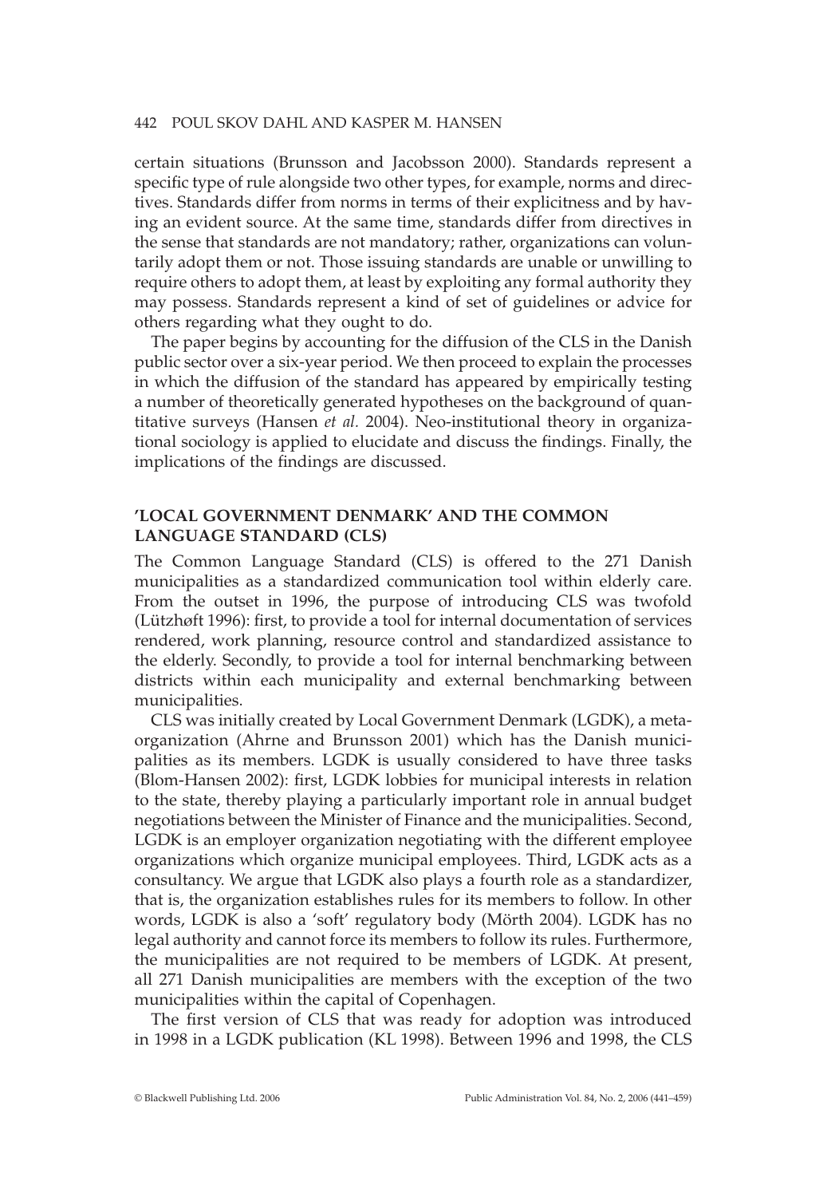certain situations (Brunsson and Jacobsson 2000). Standards represent a specific type of rule alongside two other types, for example, norms and directives. Standards differ from norms in terms of their explicitness and by having an evident source. At the same time, standards differ from directives in the sense that standards are not mandatory; rather, organizations can voluntarily adopt them or not. Those issuing standards are unable or unwilling to require others to adopt them, at least by exploiting any formal authority they may possess. Standards represent a kind of set of guidelines or advice for others regarding what they ought to do.

The paper begins by accounting for the diffusion of the CLS in the Danish public sector over a six-year period. We then proceed to explain the processes in which the diffusion of the standard has appeared by empirically testing a number of theoretically generated hypotheses on the background of quantitative surveys (Hansen *et al.* 2004). Neo-institutional theory in organizational sociology is applied to elucidate and discuss the findings. Finally, the implications of the findings are discussed.

## 'LOCAL GOVERNMENT DENMARK' AND THE COMMON LANGUAGE STANDARD (CLS)

The Common Language Standard (CLS) is offered to the 271 Danish municipalities as a standardized communication tool within elderly care. From the outset in 1996, the purpose of introducing CLS was twofold (Lützhøft 1996): first, to provide a tool for internal documentation of services rendered, work planning, resource control and standardized assistance to the elderly. Secondly, to provide a tool for internal benchmarking between districts within each municipality and external benchmarking between municipalities.

CLS was initially created by Local Government Denmark (LGDK), a meta-organization (Ahrne and Brunsson 2001) which has the Danish municipalities as its members. LGDK is usually considered to have three tasks (Blom-Hansen 2002): first, LGDK lobbies for municipal interests in relation to the state, thereby playing a particularly important role in annual budget negotiations between the Minister of Finance and the municipalities. Second, LGDK is an employer organization negotiating with the different employee organizations which organize municipal employees. Third, LGDK acts as a consultancy. We argue that LGDK also plays a fourth role as a standardizer, that is, the organization establishes rules for its members to follow. In other words, LGDK is also a 'soft' regulatory body (Mörth 2004). LGDK has no legal authority and cannot force its members to follow its rules. Furthermore, the municipalities are not required to be members of LGDK. At present, all 271 Danish municipalities are members with the exception of the two municipalities within the capital of Copenhagen.

The first version of CLS that was ready for adoption was introduced in 1998 in a LGDK publication (KL 1998). Between 1996 and 1998, the CLS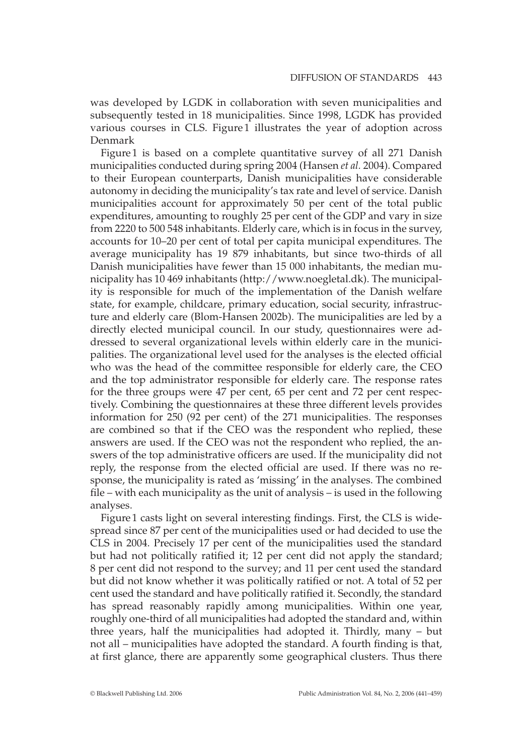was developed by LGDK in collaboration with seven municipalities and subsequently tested in 18 municipalities. Since 1998, LGDK has provided various courses in CLS. Figure 1 illustrates the year of adoption across Denmark

Figure 1 is based on a complete quantitative survey of all 271 Danish municipalities conducted during spring 2004 (Hansen *et al.* 2004). Compared to their European counterparts, Danish municipalities have considerable autonomy in deciding the municipality's tax rate and level of service. Danish municipalities account for approximately 50 per cent of the total public expenditures, amounting to roughly 25 per cent of the GDP and vary in size from 2220 to 500 548 inhabitants. Elderly care, which is in focus in the survey, accounts for 10–20 per cent of total per capita municipal expenditures. The average municipality has 19 879 inhabitants, but since two-thirds of all Danish municipalities have fewer than 15 000 inhabitants, the median municipality has 10 469 inhabitants (http://www.noegletal.dk). The municipality is responsible for much of the implementation of the Danish welfare state, for example, childcare, primary education, social security, infrastructure and elderly care (Blom-Hansen 2002b). The municipalities are led by a directly elected municipal council. In our study, questionnaires were addressed to several organizational levels within elderly care in the municipalities. The organizational level used for the analyses is the elected official who was the head of the committee responsible for elderly care, the CEO and the top administrator responsible for elderly care. The response rates for the three groups were 47 per cent, 65 per cent and 72 per cent respectively. Combining the questionnaires at these three different levels provides information for 250 (92 per cent) of the 271 municipalities. The responses are combined so that if the CEO was the respondent who replied, these answers are used. If the CEO was not the respondent who replied, the answers of the top administrative officers are used. If the municipality did not reply, the response from the elected official are used. If there was no response, the municipality is rated as 'missing' in the analyses. The combined file – with each municipality as the unit of analysis – is used in the following analyses.

Figure 1 casts light on several interesting findings. First, the CLS is widespread since 87 per cent of the municipalities used or had decided to use the CLS in 2004. Precisely 17 per cent of the municipalities used the standard but had not politically ratified it; 12 per cent did not apply the standard; 8 per cent did not respond to the survey; and 11 per cent used the standard but did not know whether it was politically ratified or not. A total of 52 per cent used the standard and have politically ratified it. Secondly, the standard has spread reasonably rapidly among municipalities. Within one year, roughly one-third of all municipalities had adopted the standard and, within three years, half the municipalities had adopted it. Thirdly, many – but not all – municipalities have adopted the standard. A fourth finding is that, at first glance, there are apparently some geographical clusters. Thus there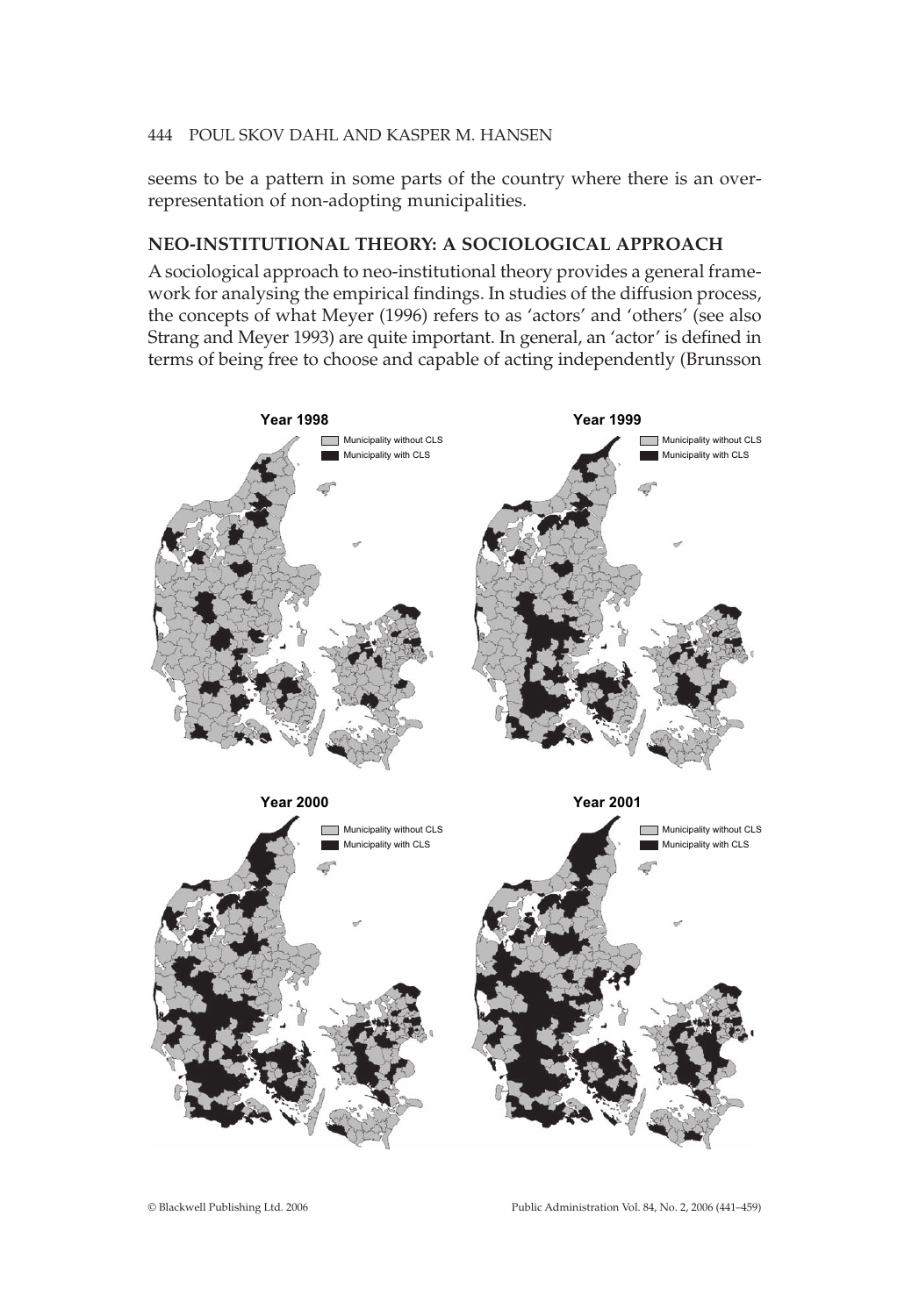seems to be a pattern in some parts of the country where there is an over-representation of non-adopting municipalities.

## NEO-INSTITUTIONAL THEORY: A SOCIOLOGICAL APPROACH

A sociological approach to neo-institutional theory provides a general framework for analysing the empirical findings. In studies of the diffusion process, the concepts of what Meyer (1996) refers to as 'actors' and 'others' (see also Strang and Meyer 1993) are quite important. In general, an 'actor' is defined in terms of being free to choose and capable of acting independently (Brunsson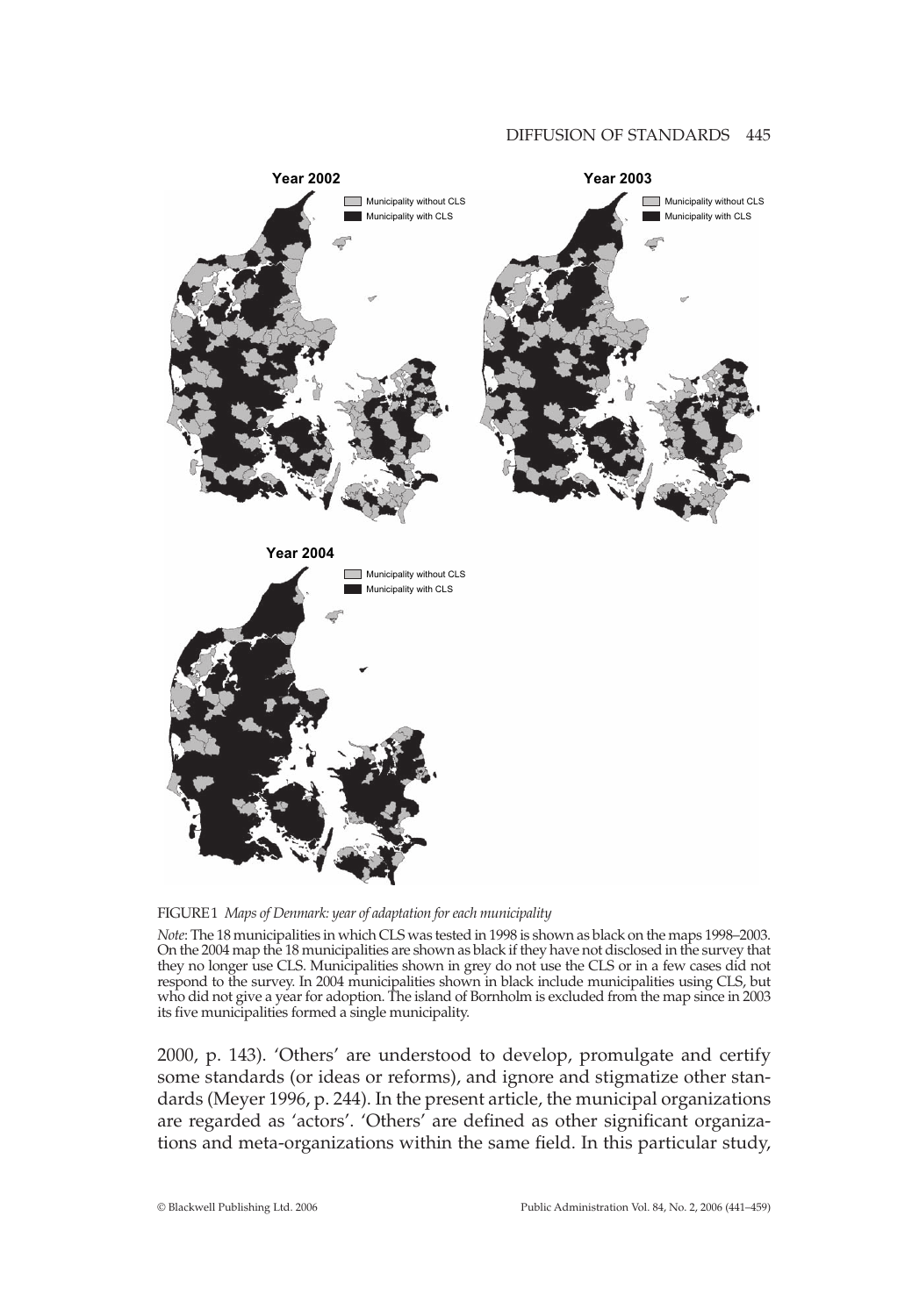FIGURE 1 *Maps of Denmark: year of adaptation for each municipality*

*Note*: The 18 municipalities in which CLS was tested in 1998 is shown as black on the maps 1998–2003. On the 2004 map the 18 municipalities are shown as black if they have not disclosed in the survey that they no longer use CLS. Municipalities shown in grey do not use the CLS or in a few cases did not respond to the survey. In 2004 municipalities shown in black include municipalities using CLS, but who did not give a year for adoption. The island of Bornholm is excluded from the map since in 2003 its five municipalities formed a single municipality.

2000, p. 143). 'Others' are understood to develop, promulgate and certify some standards (or ideas or reforms), and ignore and stigmatize other standards (Meyer 1996, p. 244). In the present article, the municipal organizations are regarded as 'actors'. 'Others' are defined as other significant organizations and meta-organizations within the same field. In this particular study,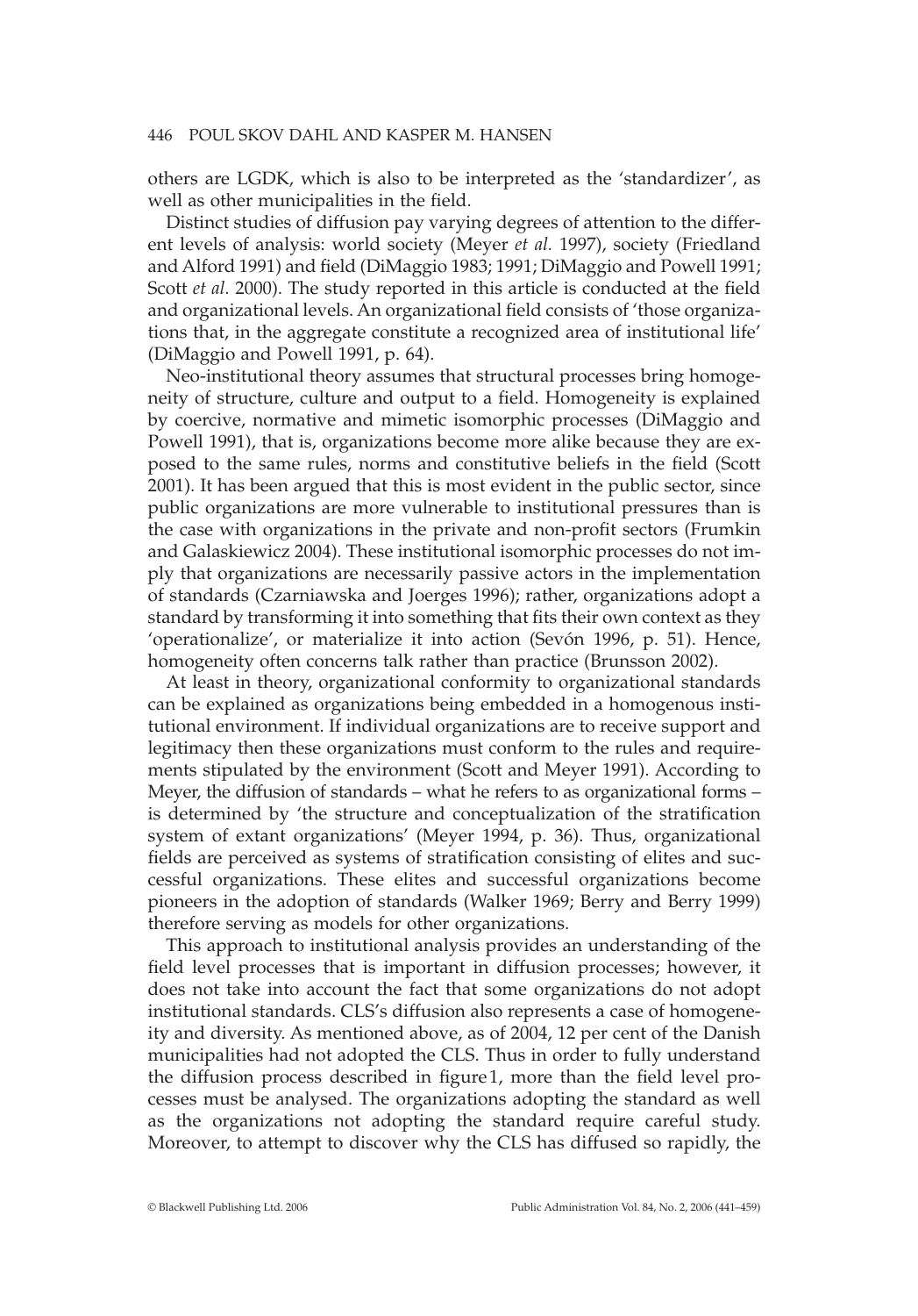others are LGDK, which is also to be interpreted as the 'standardizer', as well as other municipalities in the field.

Distinct studies of diffusion pay varying degrees of attention to the different levels of analysis: world society (Meyer *et al.* 1997), society (Friedland and Alford 1991) and field (DiMaggio 1983; 1991; DiMaggio and Powell 1991; Scott *et al.* 2000). The study reported in this article is conducted at the field and organizational levels. An organizational field consists of 'those organizations that, in the aggregate constitute a recognized area of institutional life' (DiMaggio and Powell 1991, p. 64).

Neo-institutional theory assumes that structural processes bring homogeneity of structure, culture and output to a field. Homogeneity is explained by coercive, normative and mimetic isomorphic processes (DiMaggio and Powell 1991), that is, organizations become more alike because they are exposed to the same rules, norms and constitutive beliefs in the field (Scott 2001). It has been argued that this is most evident in the public sector, since public organizations are more vulnerable to institutional pressures than is the case with organizations in the private and non-profit sectors (Frumkin and Galaskiewicz 2004). These institutional isomorphic processes do not imply that organizations are necessarily passive actors in the implementation of standards (Czarniawska and Joerges 1996); rather, organizations adopt a standard by transforming it into something that fits their own context as they 'operationalize', or materialize it into action (Sevón 1996, p. 51). Hence, homogeneity often concerns talk rather than practice (Brunsson 2002).

At least in theory, organizational conformity to organizational standards can be explained as organizations being embedded in a homogenous institutional environment. If individual organizations are to receive support and legitimacy then these organizations must conform to the rules and requirements stipulated by the environment (Scott and Meyer 1991). According to Meyer, the diffusion of standards – what he refers to as organizational forms – is determined by 'the structure and conceptualization of the stratification system of extant organizations' (Meyer 1994, p. 36). Thus, organizational fields are perceived as systems of stratification consisting of elites and successful organizations. These elites and successful organizations become pioneers in the adoption of standards (Walker 1969; Berry and Berry 1999) therefore serving as models for other organizations.

This approach to institutional analysis provides an understanding of the field level processes that is important in diffusion processes; however, it does not take into account the fact that some organizations do not adopt institutional standards. CLS's diffusion also represents a case of homogeneity and diversity. As mentioned above, as of 2004, 12 per cent of the Danish municipalities had not adopted the CLS. Thus in order to fully understand the diffusion process described in figure 1, more than the field level processes must be analysed. The organizations adopting the standard as well as the organizations not adopting the standard require careful study. Moreover, to attempt to discover why the CLS has diffused so rapidly, the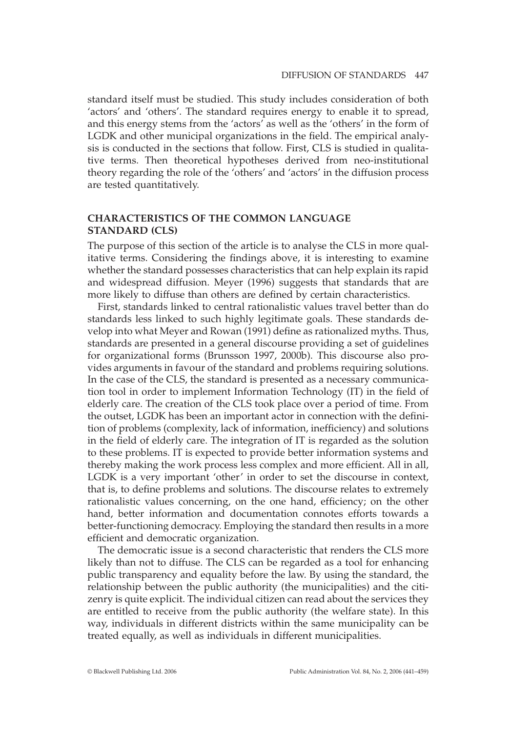standard itself must be studied. This study includes consideration of both 'actors' and 'others'. The standard requires energy to enable it to spread, and this energy stems from the 'actors' as well as the 'others' in the form of LGDK and other municipal organizations in the field. The empirical analysis is conducted in the sections that follow. First, CLS is studied in qualitative terms. Then theoretical hypotheses derived from neo-institutional theory regarding the role of the 'others' and 'actors' in the diffusion process are tested quantitatively.

## CHARACTERISTICS OF THE COMMON LANGUAGE STANDARD (CLS)

The purpose of this section of the article is to analyse the CLS in more qualitative terms. Considering the findings above, it is interesting to examine whether the standard possesses characteristics that can help explain its rapid and widespread diffusion. Meyer (1996) suggests that standards that are more likely to diffuse than others are defined by certain characteristics.

First, standards linked to central rationalistic values travel better than do standards less linked to such highly legitimate goals. These standards develop into what Meyer and Rowan (1991) define as rationalized myths. Thus, standards are presented in a general discourse providing a set of guidelines for organizational forms (Brunsson 1997, 2000b). This discourse also provides arguments in favour of the standard and problems requiring solutions. In the case of the CLS, the standard is presented as a necessary communication tool in order to implement Information Technology (IT) in the field of elderly care. The creation of the CLS took place over a period of time. From the outset, LGDK has been an important actor in connection with the definition of problems (complexity, lack of information, inefficiency) and solutions in the field of elderly care. The integration of IT is regarded as the solution to these problems. IT is expected to provide better information systems and thereby making the work process less complex and more efficient. All in all, LGDK is a very important 'other' in order to set the discourse in context, that is, to define problems and solutions. The discourse relates to extremely rationalistic values concerning, on the one hand, efficiency; on the other hand, better information and documentation connotes efforts towards a better-functioning democracy. Employing the standard then results in a more efficient and democratic organization.

The democratic issue is a second characteristic that renders the CLS more likely than not to diffuse. The CLS can be regarded as a tool for enhancing public transparency and equality before the law. By using the standard, the relationship between the public authority (the municipalities) and the citizenry is quite explicit. The individual citizen can read about the services they are entitled to receive from the public authority (the welfare state). In this way, individuals in different districts within the same municipality can be treated equally, as well as individuals in different municipalities.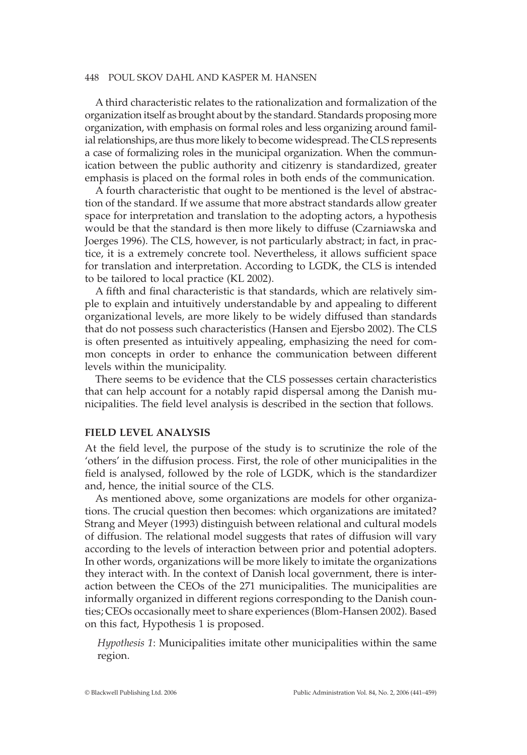A third characteristic relates to the rationalization and formalization of the organization itself as brought about by the standard. Standards proposing more organization, with emphasis on formal roles and less organizing around familial relationships, are thus more likely to become widespread. The CLS represents a case of formalizing roles in the municipal organization. When the communication between the public authority and citizenry is standardized, greater emphasis is placed on the formal roles in both ends of the communication.

A fourth characteristic that ought to be mentioned is the level of abstraction of the standard. If we assume that more abstract standards allow greater space for interpretation and translation to the adopting actors, a hypothesis would be that the standard is then more likely to diffuse (Czarniawska and Joerges 1996). The CLS, however, is not particularly abstract; in fact, in practice, it is a extremely concrete tool. Nevertheless, it allows sufficient space for translation and interpretation. According to LGDK, the CLS is intended to be tailored to local practice (KL 2002).

A fifth and final characteristic is that standards, which are relatively simple to explain and intuitively understandable by and appealing to different organizational levels, are more likely to be widely diffused than standards that do not possess such characteristics (Hansen and Ejersbo 2002). The CLS is often presented as intuitively appealing, emphasizing the need for common concepts in order to enhance the communication between different levels within the municipality.

There seems to be evidence that the CLS possesses certain characteristics that can help account for a notably rapid dispersal among the Danish municipalities. The field level analysis is described in the section that follows.

## FIELD LEVEL ANALYSIS

At the field level, the purpose of the study is to scrutinize the role of the 'others' in the diffusion process. First, the role of other municipalities in the field is analysed, followed by the role of LGDK, which is the standardizer and, hence, the initial source of the CLS.

As mentioned above, some organizations are models for other organizations. The crucial question then becomes: which organizations are imitated? Strang and Meyer (1993) distinguish between relational and cultural models of diffusion. The relational model suggests that rates of diffusion will vary according to the levels of interaction between prior and potential adopters. In other words, organizations will be more likely to imitate the organizations they interact with. In the context of Danish local government, there is interaction between the CEOs of the 271 municipalities. The municipalities are informally organized in different regions corresponding to the Danish counties; CEOs occasionally meet to share experiences (Blom-Hansen 2002). Based on this fact, Hypothesis 1 is proposed.

*Hypothesis 1*: Municipalities imitate other municipalities within the same region.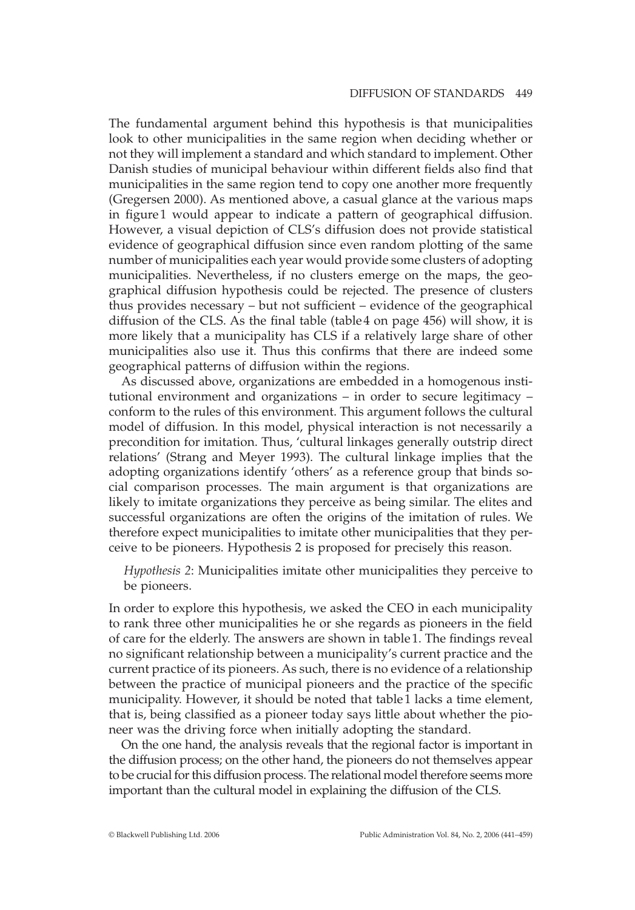The fundamental argument behind this hypothesis is that municipalities look to other municipalities in the same region when deciding whether or not they will implement a standard and which standard to implement. Other Danish studies of municipal behaviour within different fields also find that municipalities in the same region tend to copy one another more frequently (Gregersen 2000). As mentioned above, a casual glance at the various maps in figure 1 would appear to indicate a pattern of geographical diffusion. However, a visual depiction of CLS's diffusion does not provide statistical evidence of geographical diffusion since even random plotting of the same number of municipalities each year would provide some clusters of adopting municipalities. Nevertheless, if no clusters emerge on the maps, the geographical diffusion hypothesis could be rejected. The presence of clusters thus provides necessary – but not sufficient – evidence of the geographical diffusion of the CLS. As the final table (table 4 on page 456) will show, it is more likely that a municipality has CLS if a relatively large share of other municipalities also use it. Thus this confirms that there are indeed some geographical patterns of diffusion within the regions.

As discussed above, organizations are embedded in a homogenous institutional environment and organizations – in order to secure legitimacy – conform to the rules of this environment. This argument follows the cultural model of diffusion. In this model, physical interaction is not necessarily a precondition for imitation. Thus, 'cultural linkages generally outstrip direct relations' (Strang and Meyer 1993). The cultural linkage implies that the adopting organizations identify 'others' as a reference group that binds social comparison processes. The main argument is that organizations are likely to imitate organizations they perceive as being similar. The elites and successful organizations are often the origins of the imitation of rules. We therefore expect municipalities to imitate other municipalities that they perceive to be pioneers. Hypothesis 2 is proposed for precisely this reason.

> *Hypothesis 2*: Municipalities imitate other municipalities they perceive to be pioneers.

In order to explore this hypothesis, we asked the CEO in each municipality to rank three other municipalities he or she regards as pioneers in the field of care for the elderly. The answers are shown in table 1. The findings reveal no significant relationship between a municipality's current practice and the current practice of its pioneers. As such, there is no evidence of a relationship between the practice of municipal pioneers and the practice of the specific municipality. However, it should be noted that table 1 lacks a time element, that is, being classified as a pioneer today says little about whether the pioneer was the driving force when initially adopting the standard.

On the one hand, the analysis reveals that the regional factor is important in the diffusion process; on the other hand, the pioneers do not themselves appear to be crucial for this diffusion process. The relational model therefore seems more important than the cultural model in explaining the diffusion of the CLS.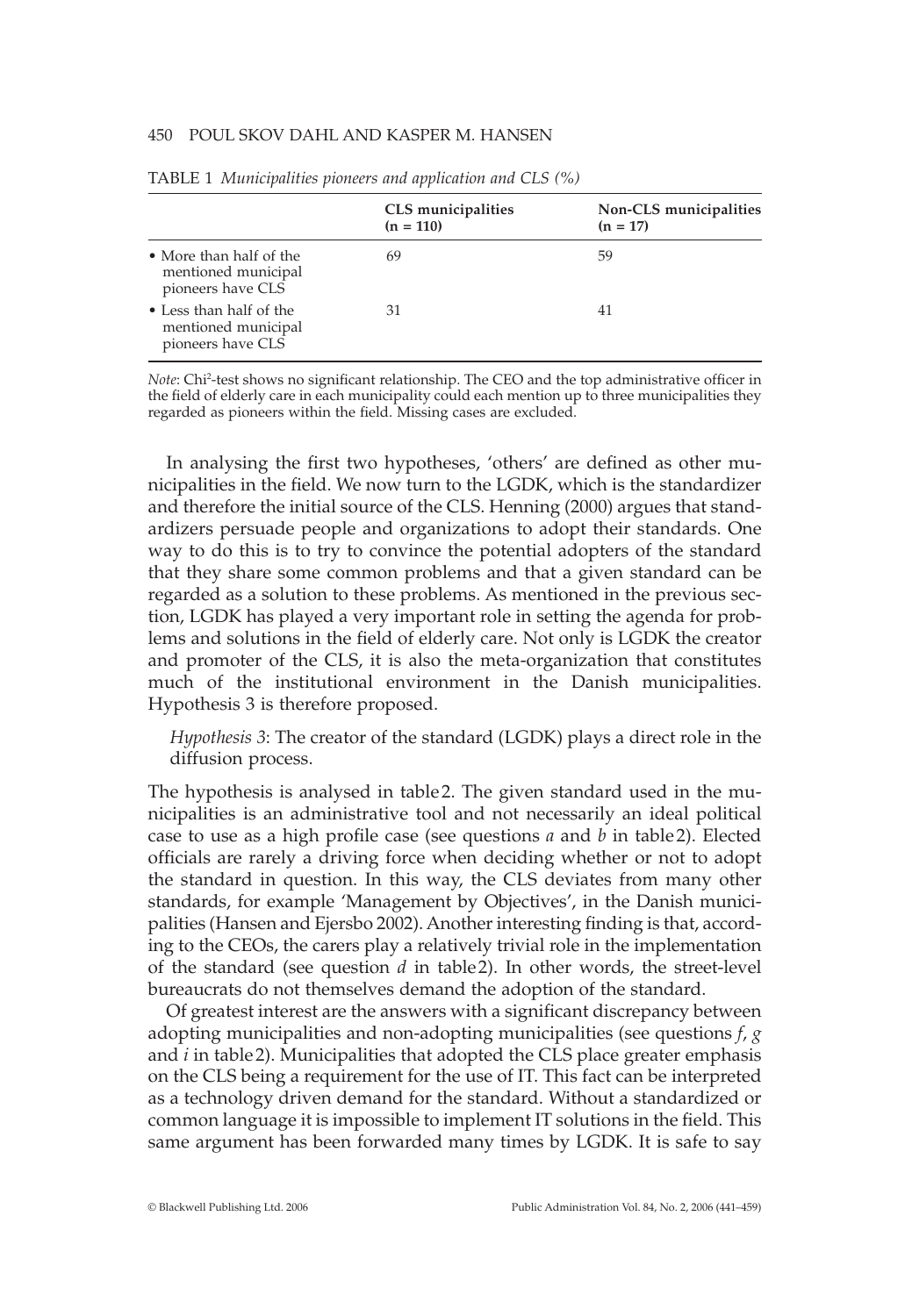TABLE 1 *Municipalities pioneers and application and CLS (%)*

| | CLS municipalities (n = 110) | Non-CLS municipalities (n = 17) |
|---|---|---|
| • More than half of the mentioned municipal pioneers have CLS | 69 | 59 |
| • Less than half of the mentioned municipal pioneers have CLS | 31 | 41 |

*Note*: Chi[2]-test shows no significant relationship. The CEO and the top administrative officer in the field of elderly care in each municipality could each mention up to three municipalities they regarded as pioneers within the field. Missing cases are excluded.

In analysing the first two hypotheses, 'others' are defined as other municipalities in the field. We now turn to the LGDK, which is the standardizer and therefore the initial source of the CLS. Henning (2000) argues that standardizers persuade people and organizations to adopt their standards. One way to do this is to try to convince the potential adopters of the standard that they share some common problems and that a given standard can be regarded as a solution to these problems. As mentioned in the previous section, LGDK has played a very important role in setting the agenda for problems and solutions in the field of elderly care. Not only is LGDK the creator and promoter of the CLS, it is also the meta-organization that constitutes much of the institutional environment in the Danish municipalities. Hypothesis 3 is therefore proposed.

> *Hypothesis 3*: The creator of the standard (LGDK) plays a direct role in the diffusion process.

The hypothesis is analysed in table 2. The given standard used in the municipalities is an administrative tool and not necessarily an ideal political case to use as a high profile case (see questions *a* and *b* in table 2). Elected officials are rarely a driving force when deciding whether or not to adopt the standard in question. In this way, the CLS deviates from many other standards, for example 'Management by Objectives', in the Danish municipalities (Hansen and Ejersbo 2002). Another interesting finding is that, according to the CEOs, the carers play a relatively trivial role in the implementation of the standard (see question *d* in table 2). In other words, the street-level bureaucrats do not themselves demand the adoption of the standard.

Of greatest interest are the answers with a significant discrepancy between adopting municipalities and non-adopting municipalities (see questions *f*, *g* and *i* in table 2). Municipalities that adopted the CLS place greater emphasis on the CLS being a requirement for the use of IT. This fact can be interpreted as a technology driven demand for the standard. Without a standardized or common language it is impossible to implement IT solutions in the field. This same argument has been forwarded many times by LGDK. It is safe to say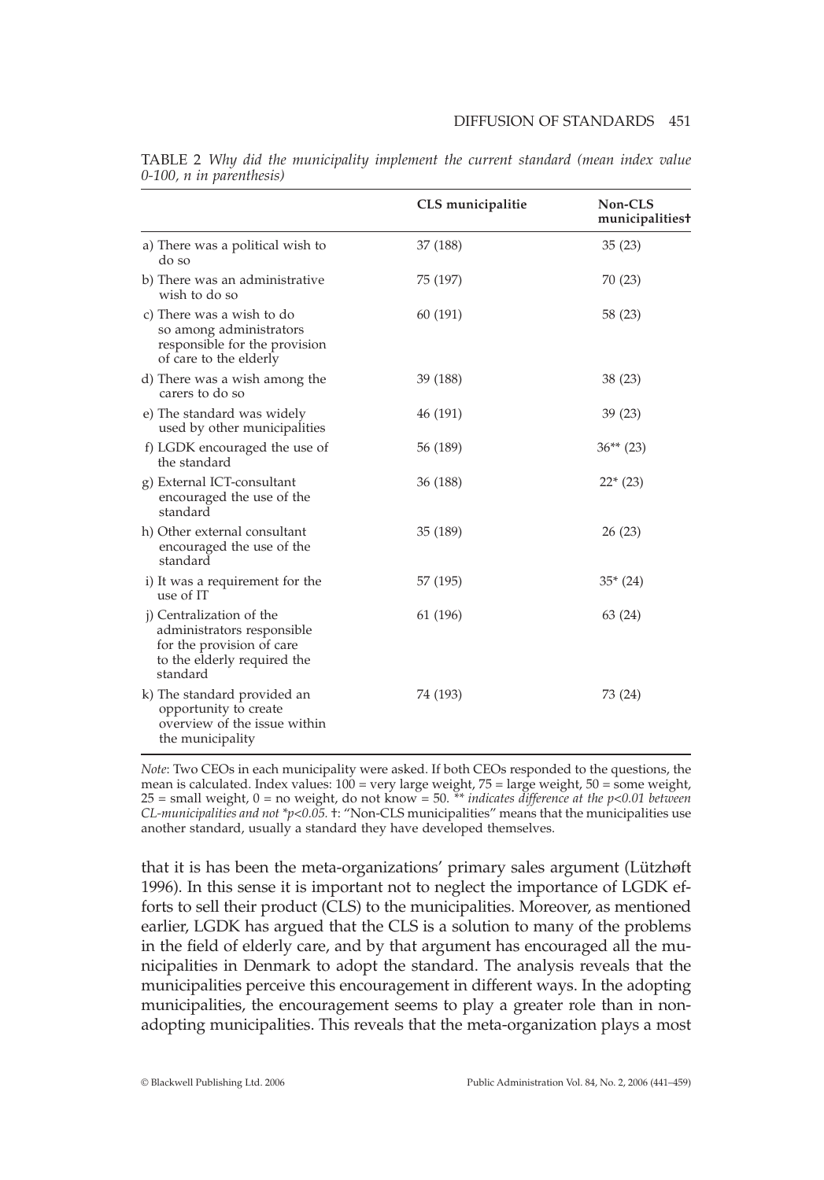TABLE 2 *Why did the municipality implement the current standard (mean index value 0-100, n in parenthesis)*

| | CLS municipalitie | Non-CLS municipalities† |
|---|---|---|
| a) There was a political wish to do so | 37 (188) | 35 (23) |
| b) There was an administrative wish to do so | 75 (197) | 70 (23) |
| c) There was a wish to do so among administrators responsible for the provision of care to the elderly | 60 (191) | 58 (23) |
| d) There was a wish among the carers to do so | 39 (188) | 38 (23) |
| e) The standard was widely used by other municipalities | 46 (191) | 39 (23) |
| f) LGDK encouraged the use of the standard | 56 (189) | 36** (23) |
| g) External ICT-consultant encouraged the use of the standard | 36 (188) | 22* (23) |
| h) Other external consultant encouraged the use of the standard | 35 (189) | 26 (23) |
| i) It was a requirement for the use of IT | 57 (195) | 35* (24) |
| j) Centralization of the administrators responsible for the provision of care to the elderly required the standard | 61 (196) | 63 (24) |
| k) The standard provided an opportunity to create overview of the issue within the municipality | 74 (193) | 73 (24) |

*Note*: Two CEOs in each municipality were asked. If both CEOs responded to the questions, the mean is calculated. Index values: 100 = very large weight, 75 = large weight, 50 = some weight, 25 = small weight, 0 = no weight, do not know = 50. *** indicates difference at the $p<0.01$ between CL-municipalities and not *$p<0.05$.* †: "Non-CLS municipalities" means that the municipalities use another standard, usually a standard they have developed themselves.

that it is has been the meta-organizations' primary sales argument (Lützhøft 1996). In this sense it is important not to neglect the importance of LGDK efforts to sell their product (CLS) to the municipalities. Moreover, as mentioned earlier, LGDK has argued that the CLS is a solution to many of the problems in the field of elderly care, and by that argument has encouraged all the municipalities in Denmark to adopt the standard. The analysis reveals that the municipalities perceive this encouragement in different ways. In the adopting municipalities, the encouragement seems to play a greater role than in non-adopting municipalities. This reveals that the meta-organization plays a most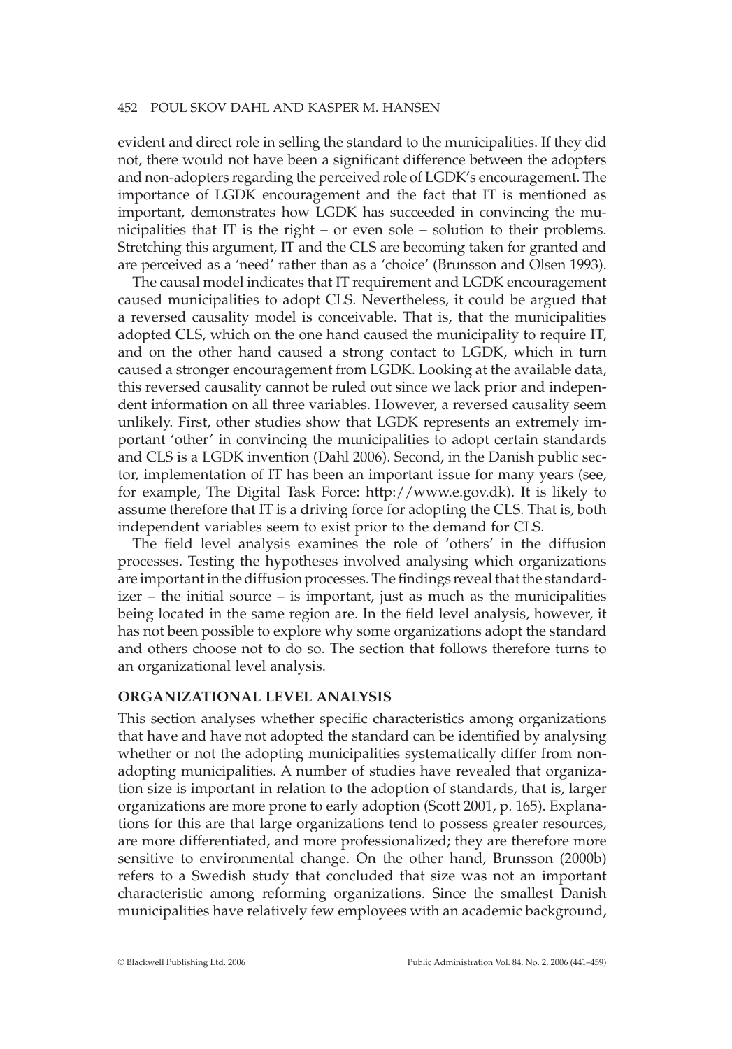evident and direct role in selling the standard to the municipalities. If they did not, there would not have been a significant difference between the adopters and non-adopters regarding the perceived role of LGDK's encouragement. The importance of LGDK encouragement and the fact that IT is mentioned as important, demonstrates how LGDK has succeeded in convincing the municipalities that IT is the right – or even sole – solution to their problems. Stretching this argument, IT and the CLS are becoming taken for granted and are perceived as a 'need' rather than as a 'choice' (Brunsson and Olsen 1993).

The causal model indicates that IT requirement and LGDK encouragement caused municipalities to adopt CLS. Nevertheless, it could be argued that a reversed causality model is conceivable. That is, that the municipalities adopted CLS, which on the one hand caused the municipality to require IT, and on the other hand caused a strong contact to LGDK, which in turn caused a stronger encouragement from LGDK. Looking at the available data, this reversed causality cannot be ruled out since we lack prior and independent information on all three variables. However, a reversed causality seem unlikely. First, other studies show that LGDK represents an extremely important 'other' in convincing the municipalities to adopt certain standards and CLS is a LGDK invention (Dahl 2006). Second, in the Danish public sector, implementation of IT has been an important issue for many years (see, for example, The Digital Task Force: http://www.e.gov.dk). It is likely to assume therefore that IT is a driving force for adopting the CLS. That is, both independent variables seem to exist prior to the demand for CLS.

The field level analysis examines the role of 'others' in the diffusion processes. Testing the hypotheses involved analysing which organizations are important in the diffusion processes. The findings reveal that the standardizer – the initial source – is important, just as much as the municipalities being located in the same region are. In the field level analysis, however, it has not been possible to explore why some organizations adopt the standard and others choose not to do so. The section that follows therefore turns to an organizational level analysis.

## ORGANIZATIONAL LEVEL ANALYSIS

This section analyses whether specific characteristics among organizations that have and have not adopted the standard can be identified by analysing whether or not the adopting municipalities systematically differ from non-adopting municipalities. A number of studies have revealed that organization size is important in relation to the adoption of standards, that is, larger organizations are more prone to early adoption (Scott 2001, p. 165). Explanations for this are that large organizations tend to possess greater resources, are more differentiated, and more professionalized; they are therefore more sensitive to environmental change. On the other hand, Brunsson (2000b) refers to a Swedish study that concluded that size was not an important characteristic among reforming organizations. Since the smallest Danish municipalities have relatively few employees with an academic background,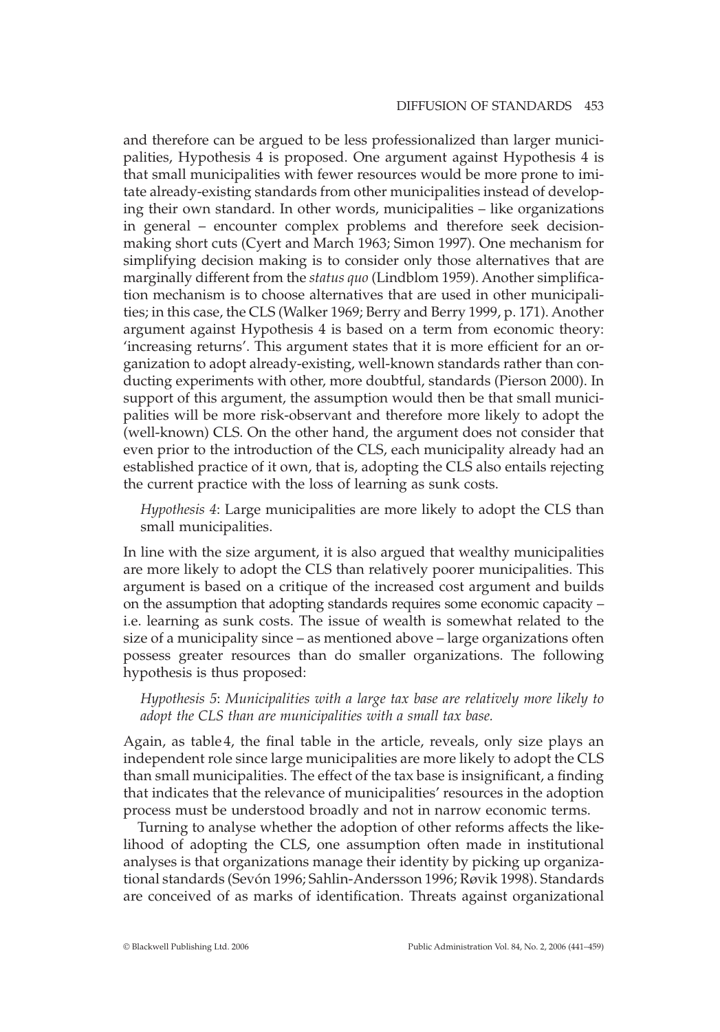and therefore can be argued to be less professionalized than larger municipalities, Hypothesis 4 is proposed. One argument against Hypothesis 4 is that small municipalities with fewer resources would be more prone to imitate already-existing standards from other municipalities instead of developing their own standard. In other words, municipalities – like organizations in general – encounter complex problems and therefore seek decision-making short cuts (Cyert and March 1963; Simon 1997). One mechanism for simplifying decision making is to consider only those alternatives that are marginally different from the *status quo* (Lindblom 1959). Another simplification mechanism is to choose alternatives that are used in other municipalities; in this case, the CLS (Walker 1969; Berry and Berry 1999, p. 171). Another argument against Hypothesis 4 is based on a term from economic theory: 'increasing returns'. This argument states that it is more efficient for an organization to adopt already-existing, well-known standards rather than conducting experiments with other, more doubtful, standards (Pierson 2000). In support of this argument, the assumption would then be that small municipalities will be more risk-observant and therefore more likely to adopt the (well-known) CLS. On the other hand, the argument does not consider that even prior to the introduction of the CLS, each municipality already had an established practice of it own, that is, adopting the CLS also entails rejecting the current practice with the loss of learning as sunk costs.

> *Hypothesis 4*: Large municipalities are more likely to adopt the CLS than small municipalities.

In line with the size argument, it is also argued that wealthy municipalities are more likely to adopt the CLS than relatively poorer municipalities. This argument is based on a critique of the increased cost argument and builds on the assumption that adopting standards requires some economic capacity – i.e. learning as sunk costs. The issue of wealth is somewhat related to the size of a municipality since – as mentioned above – large organizations often possess greater resources than do smaller organizations. The following hypothesis is thus proposed:

> *Hypothesis 5*: *Municipalities with a large tax base are relatively more likely to adopt the CLS than are municipalities with a small tax base.*

Again, as table 4, the final table in the article, reveals, only size plays an independent role since large municipalities are more likely to adopt the CLS than small municipalities. The effect of the tax base is insignificant, a finding that indicates that the relevance of municipalities' resources in the adoption process must be understood broadly and not in narrow economic terms.

Turning to analyse whether the adoption of other reforms affects the likelihood of adopting the CLS, one assumption often made in institutional analyses is that organizations manage their identity by picking up organizational standards (Sevón 1996; Sahlin-Andersson 1996; Røvik 1998). Standards are conceived of as marks of identification. Threats against organizational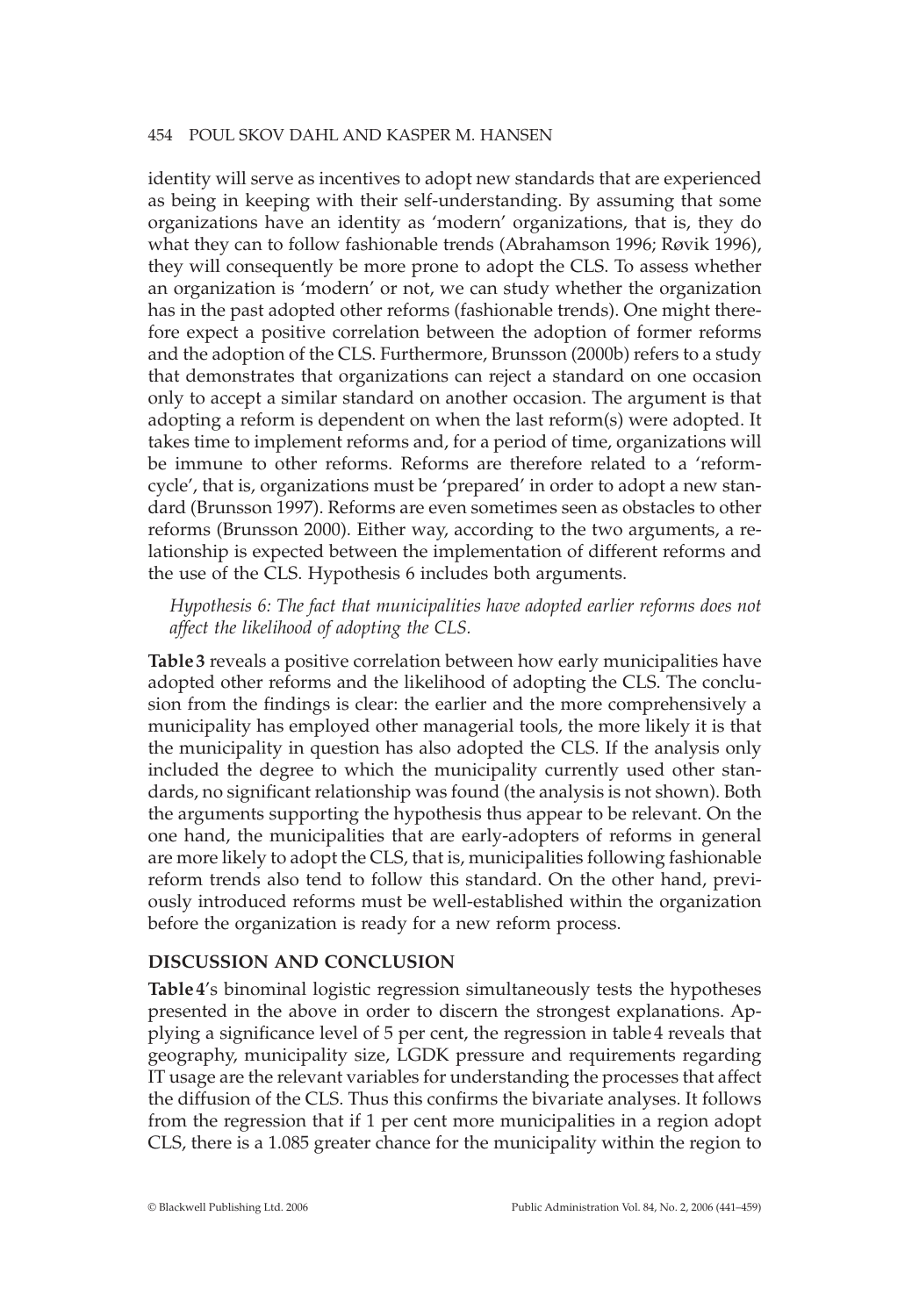identity will serve as incentives to adopt new standards that are experienced as being in keeping with their self-understanding. By assuming that some organizations have an identity as 'modern' organizations, that is, they do what they can to follow fashionable trends (Abrahamson 1996; Røvik 1996), they will consequently be more prone to adopt the CLS. To assess whether an organization is 'modern' or not, we can study whether the organization has in the past adopted other reforms (fashionable trends). One might therefore expect a positive correlation between the adoption of former reforms and the adoption of the CLS. Furthermore, Brunsson (2000b) refers to a study that demonstrates that organizations can reject a standard on one occasion only to accept a similar standard on another occasion. The argument is that adopting a reform is dependent on when the last reform(s) were adopted. It takes time to implement reforms and, for a period of time, organizations will be immune to other reforms. Reforms are therefore related to a 'reform-cycle', that is, organizations must be 'prepared' in order to adopt a new standard (Brunsson 1997). Reforms are even sometimes seen as obstacles to other reforms (Brunsson 2000). Either way, according to the two arguments, a relationship is expected between the implementation of different reforms and the use of the CLS. Hypothesis 6 includes both arguments.

*Hypothesis 6: The fact that municipalities have adopted earlier reforms does not affect the likelihood of adopting the CLS.*

**Table 3** reveals a positive correlation between how early municipalities have adopted other reforms and the likelihood of adopting the CLS. The conclusion from the findings is clear: the earlier and the more comprehensively a municipality has employed other managerial tools, the more likely it is that the municipality in question has also adopted the CLS. If the analysis only included the degree to which the municipality currently used other standards, no significant relationship was found (the analysis is not shown). Both the arguments supporting the hypothesis thus appear to be relevant. On the one hand, the municipalities that are early-adopters of reforms in general are more likely to adopt the CLS, that is, municipalities following fashionable reform trends also tend to follow this standard. On the other hand, previously introduced reforms must be well-established within the organization before the organization is ready for a new reform process.

## DISCUSSION AND CONCLUSION

**Table 4**'s binominal logistic regression simultaneously tests the hypotheses presented in the above in order to discern the strongest explanations. Applying a significance level of 5 per cent, the regression in table 4 reveals that geography, municipality size, LGDK pressure and requirements regarding IT usage are the relevant variables for understanding the processes that affect the diffusion of the CLS. Thus this confirms the bivariate analyses. It follows from the regression that if 1 per cent more municipalities in a region adopt CLS, there is a 1.085 greater chance for the municipality within the region to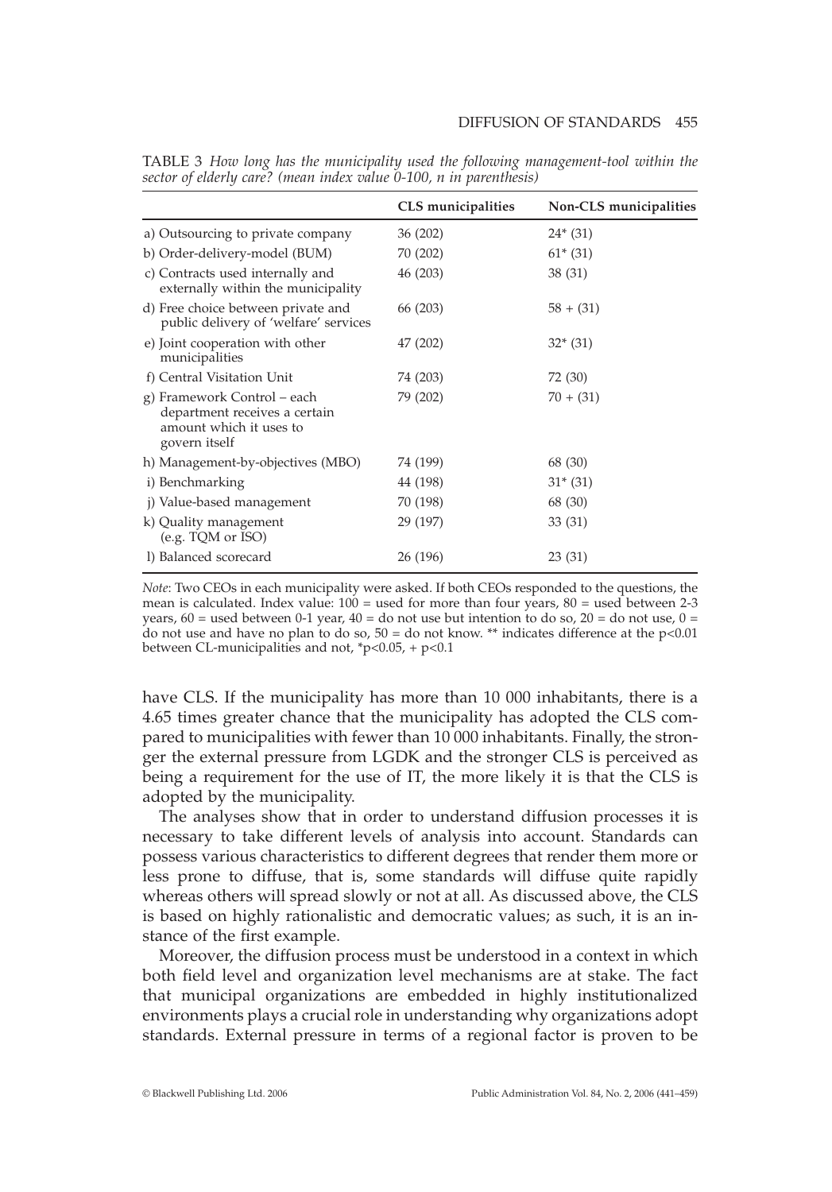TABLE 3 *How long has the municipality used the following management-tool within the sector of elderly care? (mean index value 0-100, n in parenthesis)*

| | CLS municipalities | Non-CLS municipalities |
|---|---|---|
| a) Outsourcing to private company | 36 (202) | 24* (31) |
| b) Order-delivery-model (BUM) | 70 (202) | 61* (31) |
| c) Contracts used internally and externally within the municipality | 46 (203) | 38 (31) |
| d) Free choice between private and public delivery of 'welfare' services | 66 (203) | 58 + (31) |
| e) Joint cooperation with other municipalities | 47 (202) | 32* (31) |
| f) Central Visitation Unit | 74 (203) | 72 (30) |
| g) Framework Control – each department receives a certain amount which it uses to govern itself | 79 (202) | 70 + (31) |
| h) Management-by-objectives (MBO) | 74 (199) | 68 (30) |
| i) Benchmarking | 44 (198) | 31* (31) |
| j) Value-based management | 70 (198) | 68 (30) |
| k) Quality management (e.g. TQM or ISO) | 29 (197) | 33 (31) |
| l) Balanced scorecard | 26 (196) | 23 (31) |

*Note*: Two CEOs in each municipality were asked. If both CEOs responded to the questions, the mean is calculated. Index value: 100 = used for more than four years, 80 = used between 2-3 years, 60 = used between 0-1 year, 40 = do not use but intention to do so, 20 = do not use, 0 = do not use and have no plan to do so, 50 = do not know. ** indicates difference at the $p<0.01$ between CL-municipalities and not, *$p<0.05$, + $p<0.1$

have CLS. If the municipality has more than 10 000 inhabitants, there is a 4.65 times greater chance that the municipality has adopted the CLS compared to municipalities with fewer than 10 000 inhabitants. Finally, the stronger the external pressure from LGDK and the stronger CLS is perceived as being a requirement for the use of IT, the more likely it is that the CLS is adopted by the municipality.

The analyses show that in order to understand diffusion processes it is necessary to take different levels of analysis into account. Standards can possess various characteristics to different degrees that render them more or less prone to diffuse, that is, some standards will diffuse quite rapidly whereas others will spread slowly or not at all. As discussed above, the CLS is based on highly rationalistic and democratic values; as such, it is an instance of the first example.

Moreover, the diffusion process must be understood in a context in which both field level and organization level mechanisms are at stake. The fact that municipal organizations are embedded in highly institutionalized environments plays a crucial role in understanding why organizations adopt standards. External pressure in terms of a regional factor is proven to be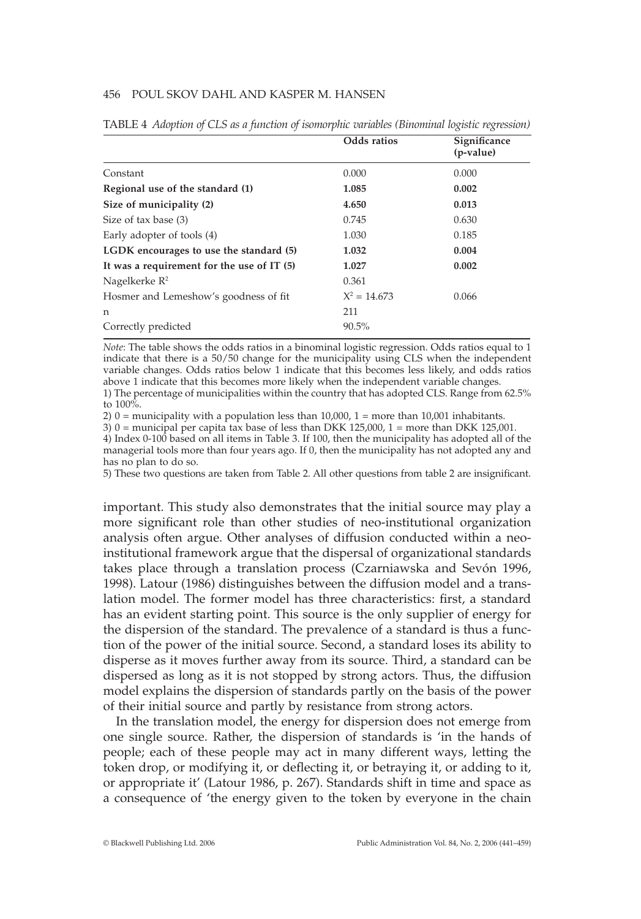TABLE 4 *Adoption of CLS as a function of isomorphic variables (Binominal logistic regression)*

| | Odds ratios | Significance (p-value) |
|---|---|---|
| Constant | 0.000 | 0.000 |
| **Regional use of the standard (1)** | **1.085** | **0.002** |
| **Size of municipality (2)** | **4.650** | **0.013** |
| Size of tax base (3) | 0.745 | 0.630 |
| Early adopter of tools (4) | 1.030 | 0.185 |
| **LGDK encourages to use the standard (5)** | **1.032** | **0.004** |
| **It was a requirement for the use of IT (5)** | **1.027** | **0.002** |
| Nagelkerke $R^2$ | 0.361 | |
| Hosmer and Lemeshow's goodness of fit | $X^2 = 14.673$ | 0.066 |
| n | 211 | |
| Correctly predicted | 90.5% | |

*Note*: The table shows the odds ratios in a binominal logistic regression. Odds ratios equal to 1 indicate that there is a 50/50 change for the municipality using CLS when the independent variable changes. Odds ratios below 1 indicate that this becomes less likely, and odds ratios above 1 indicate that this becomes more likely when the independent variable changes.
1) The percentage of municipalities within the country that has adopted CLS. Range from 62.5% to 100%.
2) 0 = municipality with a population less than 10,000, 1 = more than 10,001 inhabitants.
3) 0 = municipal per capita tax base of less than DKK 125,000, 1 = more than DKK 125,001.
4) Index 0-100 based on all items in Table 3. If 100, then the municipality has adopted all of the managerial tools more than four years ago. If 0, then the municipality has not adopted any and has no plan to do so.
5) These two questions are taken from Table 2. All other questions from table 2 are insignificant.

important. This study also demonstrates that the initial source may play a more significant role than other studies of neo-institutional organization analysis often argue. Other analyses of diffusion conducted within a neo-institutional framework argue that the dispersal of organizational standards takes place through a translation process (Czarniawska and Sevón 1996, 1998). Latour (1986) distinguishes between the diffusion model and a translation model. The former model has three characteristics: first, a standard has an evident starting point. This source is the only supplier of energy for the dispersion of the standard. The prevalence of a standard is thus a function of the power of the initial source. Second, a standard loses its ability to disperse as it moves further away from its source. Third, a standard can be dispersed as long as it is not stopped by strong actors. Thus, the diffusion model explains the dispersion of standards partly on the basis of the power of their initial source and partly by resistance from strong actors.

In the translation model, the energy for dispersion does not emerge from one single source. Rather, the dispersion of standards is 'in the hands of people; each of these people may act in many different ways, letting the token drop, or modifying it, or deflecting it, or betraying it, or adding to it, or appropriate it' (Latour 1986, p. 267). Standards shift in time and space as a consequence of 'the energy given to the token by everyone in the chain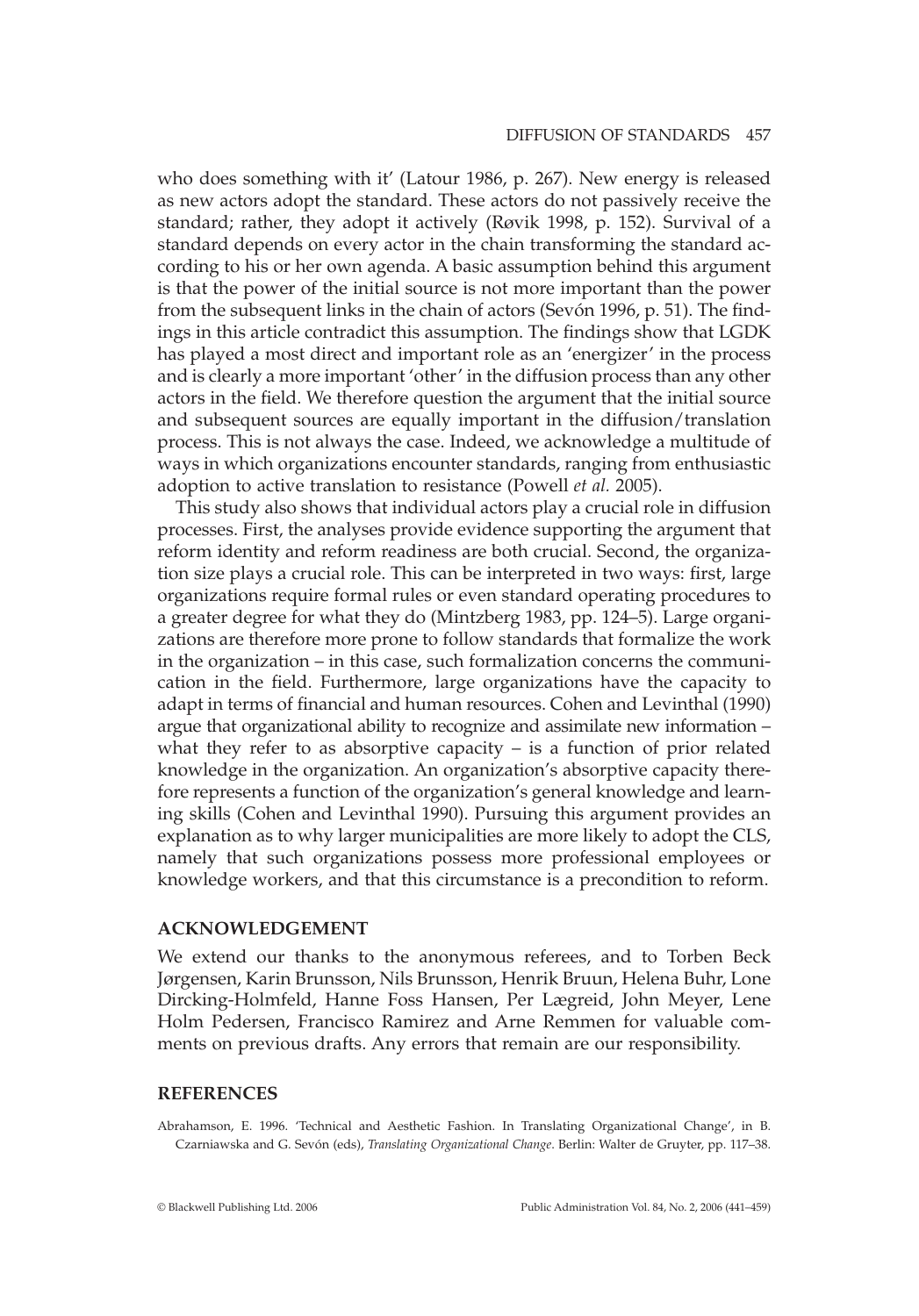who does something with it' (Latour 1986, p. 267). New energy is released as new actors adopt the standard. These actors do not passively receive the standard; rather, they adopt it actively (Røvik 1998, p. 152). Survival of a standard depends on every actor in the chain transforming the standard according to his or her own agenda. A basic assumption behind this argument is that the power of the initial source is not more important than the power from the subsequent links in the chain of actors (Sevón 1996, p. 51). The findings in this article contradict this assumption. The findings show that LGDK has played a most direct and important role as an 'energizer' in the process and is clearly a more important 'other' in the diffusion process than any other actors in the field. We therefore question the argument that the initial source and subsequent sources are equally important in the diffusion/translation process. This is not always the case. Indeed, we acknowledge a multitude of ways in which organizations encounter standards, ranging from enthusiastic adoption to active translation to resistance (Powell *et al.* 2005).

This study also shows that individual actors play a crucial role in diffusion processes. First, the analyses provide evidence supporting the argument that reform identity and reform readiness are both crucial. Second, the organization size plays a crucial role. This can be interpreted in two ways: first, large organizations require formal rules or even standard operating procedures to a greater degree for what they do (Mintzberg 1983, pp. 124–5). Large organizations are therefore more prone to follow standards that formalize the work in the organization – in this case, such formalization concerns the communication in the field. Furthermore, large organizations have the capacity to adapt in terms of financial and human resources. Cohen and Levinthal (1990) argue that organizational ability to recognize and assimilate new information – what they refer to as absorptive capacity – is a function of prior related knowledge in the organization. An organization's absorptive capacity therefore represents a function of the organization's general knowledge and learning skills (Cohen and Levinthal 1990). Pursuing this argument provides an explanation as to why larger municipalities are more likely to adopt the CLS, namely that such organizations possess more professional employees or knowledge workers, and that this circumstance is a precondition to reform.

## ACKNOWLEDGEMENT

We extend our thanks to the anonymous referees, and to Torben Beck Jørgensen, Karin Brunsson, Nils Brunsson, Henrik Bruun, Helena Buhr, Lone Dircking-Holmfeld, Hanne Foss Hansen, Per Lægreid, John Meyer, Lene Holm Pedersen, Francisco Ramirez and Arne Remmen for valuable comments on previous drafts. Any errors that remain are our responsibility.

## REFERENCES

Abrahamson, E. 1996. 'Technical and Aesthetic Fashion. In Translating Organizational Change', in B. Czarniawska and G. Sevón (eds), *Translating Organizational Change*. Berlin: Walter de Gruyter, pp. 117–38.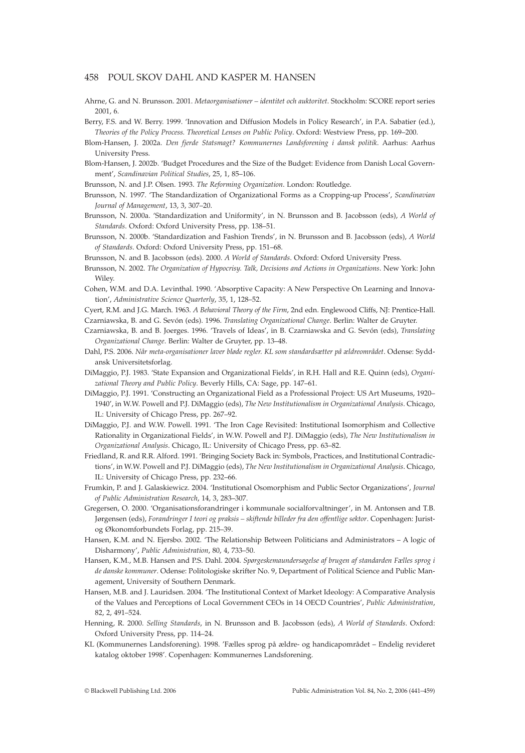Ahrne, G. and N. Brunsson. 2001. *Metaorganisationer – identitet och auktoritet*. Stockholm: SCORE report series 2001, 6.

Berry, F.S. and W. Berry. 1999. 'Innovation and Diffusion Models in Policy Research', in P.A. Sabatier (ed.), *Theories of the Policy Process. Theoretical Lenses on Public Policy*. Oxford: Westview Press, pp. 169–200.

Blom-Hansen, J. 2002a. *Den fjerde Statsmagt? Kommunernes Landsforening i dansk politik*. Aarhus: Aarhus University Press.

Blom-Hansen, J. 2002b. 'Budget Procedures and the Size of the Budget: Evidence from Danish Local Government', *Scandinavian Political Studies*, 25, 1, 85–106.

Brunsson, N. and J.P. Olsen. 1993. *The Reforming Organization*. London: Routledge.

Brunsson, N. 1997. 'The Standardization of Organizational Forms as a Cropping-up Process', *Scandinavian Journal of Management*, 13, 3, 307–20.

Brunsson, N. 2000a. 'Standardization and Uniformity', in N. Brunsson and B. Jacobsson (eds), *A World of Standards*. Oxford: Oxford University Press, pp. 138–51.

Brunsson, N. 2000b. 'Standardization and Fashion Trends', in N. Brunsson and B. Jacobsson (eds), *A World of Standards*. Oxford: Oxford University Press, pp. 151–68.

Brunsson, N. and B. Jacobsson (eds). 2000. *A World of Standards*. Oxford: Oxford University Press.

Brunsson, N. 2002. *The Organization of Hypocrisy. Talk, Decisions and Actions in Organizations*. New York: John Wiley.

Cohen, W.M. and D.A. Levinthal. 1990. 'Absorptive Capacity: A New Perspective On Learning and Innovation', *Administrative Science Quarterly*, 35, 1, 128–52.

Cyert, R.M. and J.G. March. 1963. *A Behavioral Theory of the Firm*, 2nd edn. Englewood Cliffs, NJ: Prentice-Hall.

Czarniawska, B. and G. Sevón (eds). 1996. *Translating Organizational Change*. Berlin: Walter de Gruyter.

Czarniawska, B. and B. Joerges. 1996. 'Travels of Ideas', in B. Czarniawska and G. Sevón (eds), *Translating Organizational Change*. Berlin: Walter de Gruyter, pp. 13–48.

Dahl, P.S. 2006. *Når meta-organisationer laver bløde regler. KL som standardsætter på ældreområdet*. Odense: Syddansk Universitetsforlag.

DiMaggio, P.J. 1983. 'State Expansion and Organizational Fields', in R.H. Hall and R.E. Quinn (eds), *Organizational Theory and Public Policy*. Beverly Hills, CA: Sage, pp. 147–61.

DiMaggio, P.J. 1991. 'Constructing an Organizational Field as a Professional Project: US Art Museums, 1920–1940', in W.W. Powell and P.J. DiMaggio (eds), *The New Institutionalism in Organizational Analysis*. Chicago, IL: University of Chicago Press, pp. 267–92.

DiMaggio, P.J. and W.W. Powell. 1991. 'The Iron Cage Revisited: Institutional Isomorphism and Collective Rationality in Organizational Fields', in W.W. Powell and P.J. DiMaggio (eds), *The New Institutionalism in Organizational Analysis*. Chicago, IL: University of Chicago Press, pp. 63–82.

Friedland, R. and R.R. Alford. 1991. 'Bringing Society Back in: Symbols, Practices, and Institutional Contradictions', in W.W. Powell and P.J. DiMaggio (eds), *The New Institutionalism in Organizational Analysis*. Chicago, IL: University of Chicago Press, pp. 232–66.

Frumkin, P. and J. Galaskiewicz. 2004. 'Institutional Osomorphism and Public Sector Organizations', *Journal of Public Administration Research*, 14, 3, 283–307.

Gregersen, O. 2000. 'Organisationsforandringer i kommunale socialforvaltninger', in M. Antonsen and T.B. Jørgensen (eds), *Forandringer I teori og praksis – skiftende billeder fra den offentlige sektor*. Copenhagen: Jurist- og Økonomforbundets Forlag, pp. 215–39.

Hansen, K.M. and N. Ejersbo. 2002. 'The Relationship Between Politicians and Administrators – A logic of Disharmony', *Public Administration*, 80, 4, 733–50.

Hansen, K.M., M.B. Hansen and P.S. Dahl. 2004. *Spørgeskemaundersøgelse af brugen af standarden Fælles sprog i de danske kommuner*. Odense: Politologiske skrifter No. 9, Department of Political Science and Public Management, University of Southern Denmark.

Hansen, M.B. and J. Lauridsen. 2004. 'The Institutional Context of Market Ideology: A Comparative Analysis of the Values and Perceptions of Local Government CEOs in 14 OECD Countries', *Public Administration*, 82, 2, 491–524.

Henning, R. 2000. *Selling Standards*, in N. Brunsson and B. Jacobsson (eds), *A World of Standards*. Oxford: Oxford University Press, pp. 114–24.

KL (Kommunernes Landsforening). 1998. 'Fælles sprog på ældre- og handicapområdet – Endelig revideret katalog oktober 1998'. Copenhagen: Kommunernes Landsforening.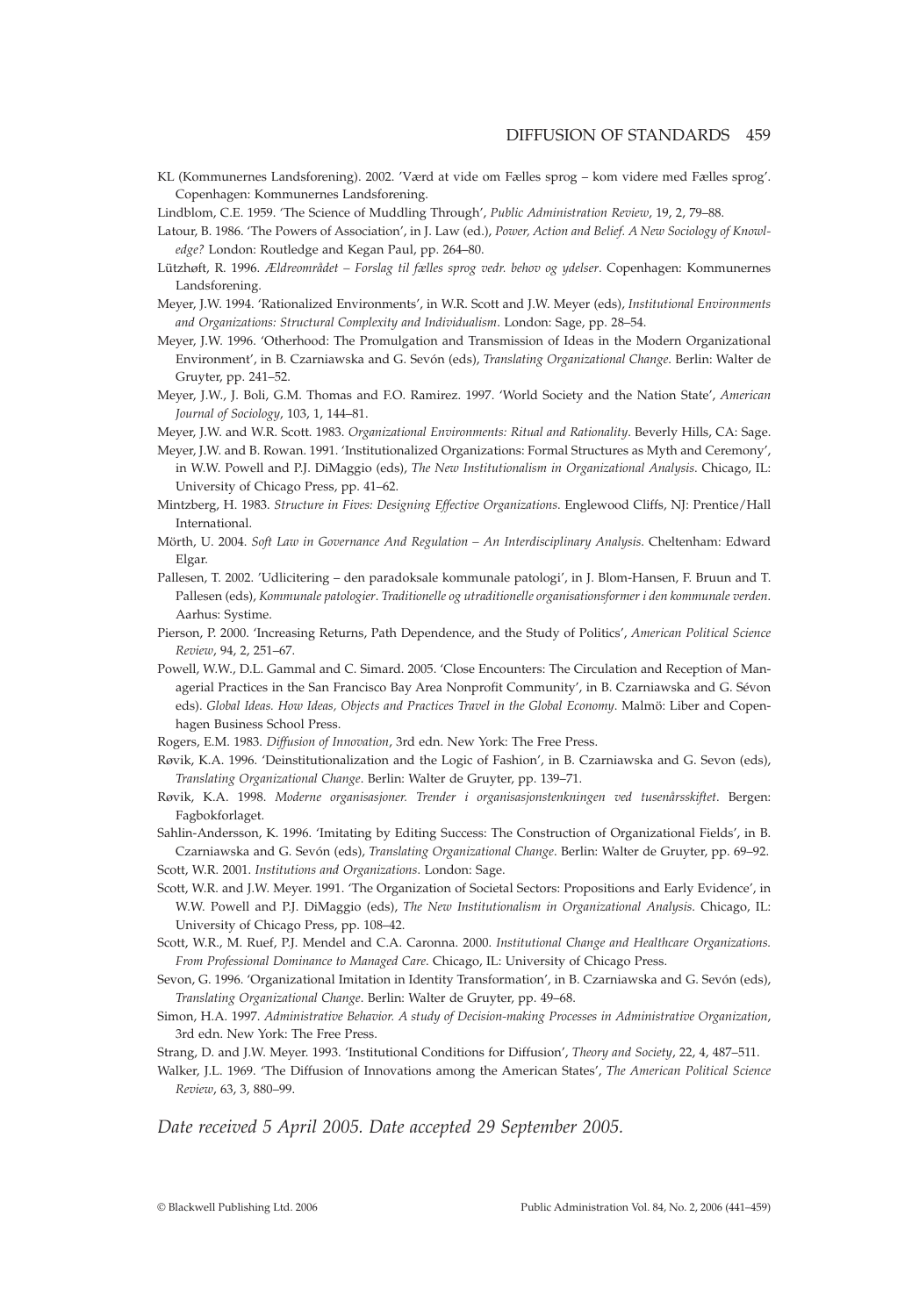KL (Kommunernes Landsforening). 2002. 'Værd at vide om Fælles sprog – kom videre med Fælles sprog'. Copenhagen: Kommunernes Landsforening.

Lindblom, C.E. 1959. 'The Science of Muddling Through', *Public Administration Review*, 19, 2, 79–88.

Latour, B. 1986. 'The Powers of Association', in J. Law (ed.), *Power, Action and Belief. A New Sociology of Knowledge?* London: Routledge and Kegan Paul, pp. 264–80.

Lützhøft, R. 1996. *Ældreområdet – Forslag til fælles sprog vedr. behov og ydelser*. Copenhagen: Kommunernes Landsforening.

Meyer, J.W. 1994. 'Rationalized Environments', in W.R. Scott and J.W. Meyer (eds), *Institutional Environments and Organizations: Structural Complexity and Individualism*. London: Sage, pp. 28–54.

Meyer, J.W. 1996. 'Otherhood: The Promulgation and Transmission of Ideas in the Modern Organizational Environment', in B. Czarniawska and G. Sevón (eds), *Translating Organizational Change*. Berlin: Walter de Gruyter, pp. 241–52.

Meyer, J.W., J. Boli, G.M. Thomas and F.O. Ramirez. 1997. 'World Society and the Nation State', *American Journal of Sociology*, 103, 1, 144–81.

Meyer, J.W. and W.R. Scott. 1983. *Organizational Environments: Ritual and Rationality*. Beverly Hills, CA: Sage.

Meyer, J.W. and B. Rowan. 1991. 'Institutionalized Organizations: Formal Structures as Myth and Ceremony', in W.W. Powell and P.J. DiMaggio (eds), *The New Institutionalism in Organizational Analysis*. Chicago, IL: University of Chicago Press, pp. 41–62.

Mintzberg, H. 1983. *Structure in Fives: Designing Effective Organizations*. Englewood Cliffs, NJ: Prentice/Hall International.

Mörth, U. 2004. *Soft Law in Governance And Regulation – An Interdisciplinary Analysis*. Cheltenham: Edward Elgar.

Pallesen, T. 2002. 'Udlicitering – den paradoksale kommunale patologi', in J. Blom-Hansen, F. Bruun and T. Pallesen (eds), *Kommunale patologier. Traditionelle og utraditionelle organisationsformer i den kommunale verden*. Aarhus: Systime.

Pierson, P. 2000. 'Increasing Returns, Path Dependence, and the Study of Politics', *American Political Science Review*, 94, 2, 251–67.

Powell, W.W., D.L. Gammal and C. Simard. 2005. 'Close Encounters: The Circulation and Reception of Managerial Practices in the San Francisco Bay Area Nonprofit Community', in B. Czarniawska and G. Sévon eds). *Global Ideas. How Ideas, Objects and Practices Travel in the Global Economy*. Malmö: Liber and Copenhagen Business School Press.

Rogers, E.M. 1983. *Diffusion of Innovation*, 3rd edn. New York: The Free Press.

Røvik, K.A. 1996. 'Deinstitutionalization and the Logic of Fashion', in B. Czarniawska and G. Sevon (eds), *Translating Organizational Change*. Berlin: Walter de Gruyter, pp. 139–71.

Røvik, K.A. 1998. *Moderne organisasjoner. Trender i organisasjonstenkningen ved tusenårsskiftet*. Bergen: Fagbokforlaget.

Sahlin-Andersson, K. 1996. 'Imitating by Editing Success: The Construction of Organizational Fields', in B. Czarniawska and G. Sevón (eds), *Translating Organizational Change*. Berlin: Walter de Gruyter, pp. 69–92.

Scott, W.R. 2001. *Institutions and Organizations*. London: Sage.

Scott, W.R. and J.W. Meyer. 1991. 'The Organization of Societal Sectors: Propositions and Early Evidence', in W.W. Powell and P.J. DiMaggio (eds), *The New Institutionalism in Organizational Analysis*. Chicago, IL: University of Chicago Press, pp. 108–42.

Scott, W.R., M. Ruef, P.J. Mendel and C.A. Caronna. 2000. *Institutional Change and Healthcare Organizations. From Professional Dominance to Managed Care*. Chicago, IL: University of Chicago Press.

Sevon, G. 1996. 'Organizational Imitation in Identity Transformation', in B. Czarniawska and G. Sevón (eds), *Translating Organizational Change*. Berlin: Walter de Gruyter, pp. 49–68.

Simon, H.A. 1997. *Administrative Behavior. A study of Decision-making Processes in Administrative Organization*, 3rd edn. New York: The Free Press.

Strang, D. and J.W. Meyer. 1993. 'Institutional Conditions for Diffusion', *Theory and Society*, 22, 4, 487–511.

Walker, J.L. 1969. 'The Diffusion of Innovations among the American States', *The American Political Science Review*, 63, 3, 880–99.

*Date received 5 April 2005. Date accepted 29 September 2005.*